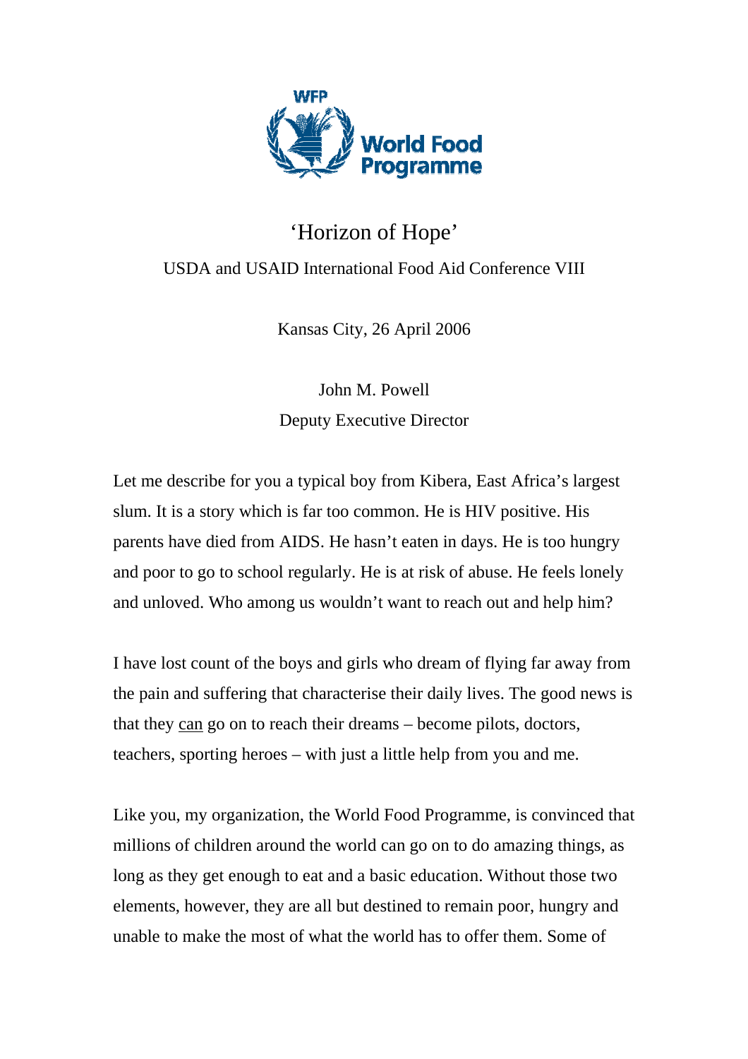WFP World Food Programme

# 'Horizon of Hope'

USDA and USAID International Food Aid Conference VIII

Kansas City, 26 April 2006

John M. Powell
Deputy Executive Director

Let me describe for you a typical boy from Kibera, East Africa's largest slum. It is a story which is far too common. He is HIV positive. His parents have died from AIDS. He hasn't eaten in days. He is too hungry and poor to go to school regularly. He is at risk of abuse. He feels lonely and unloved. Who among us wouldn't want to reach out and help him?

I have lost count of the boys and girls who dream of flying far away from the pain and suffering that characterise their daily lives. The good news is that they can go on to reach their dreams – become pilots, doctors, teachers, sporting heroes – with just a little help from you and me.

Like you, my organization, the World Food Programme, is convinced that millions of children around the world can go on to do amazing things, as long as they get enough to eat and a basic education. Without those two elements, however, they are all but destined to remain poor, hungry and unable to make the most of what the world has to offer them. Some of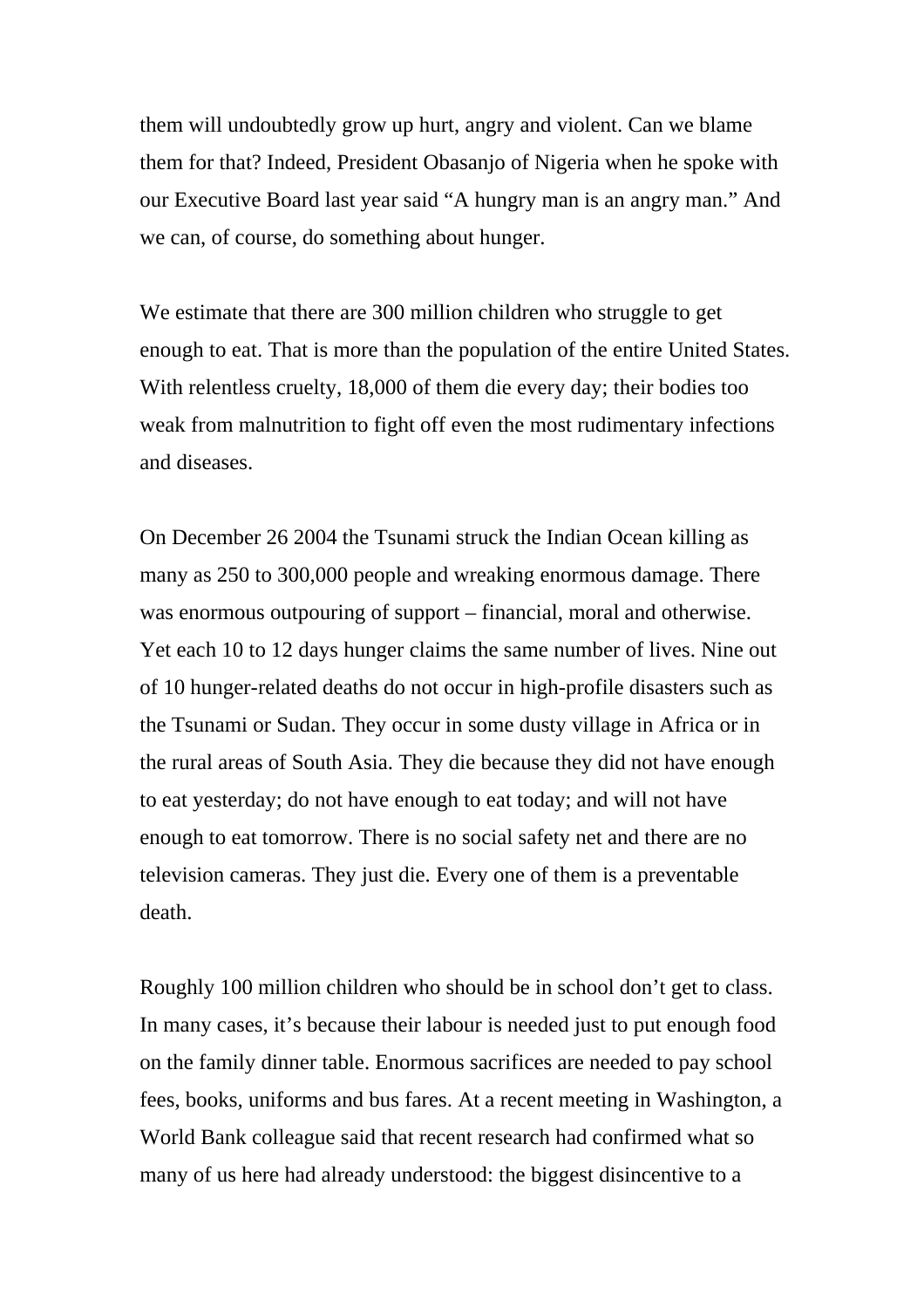them will undoubtedly grow up hurt, angry and violent. Can we blame them for that? Indeed, President Obasanjo of Nigeria when he spoke with our Executive Board last year said "A hungry man is an angry man." And we can, of course, do something about hunger.

We estimate that there are 300 million children who struggle to get enough to eat. That is more than the population of the entire United States. With relentless cruelty, 18,000 of them die every day; their bodies too weak from malnutrition to fight off even the most rudimentary infections and diseases.

On December 26 2004 the Tsunami struck the Indian Ocean killing as many as 250 to 300,000 people and wreaking enormous damage. There was enormous outpouring of support – financial, moral and otherwise. Yet each 10 to 12 days hunger claims the same number of lives. Nine out of 10 hunger-related deaths do not occur in high-profile disasters such as the Tsunami or Sudan. They occur in some dusty village in Africa or in the rural areas of South Asia. They die because they did not have enough to eat yesterday; do not have enough to eat today; and will not have enough to eat tomorrow. There is no social safety net and there are no television cameras. They just die. Every one of them is a preventable death.

Roughly 100 million children who should be in school don't get to class. In many cases, it's because their labour is needed just to put enough food on the family dinner table. Enormous sacrifices are needed to pay school fees, books, uniforms and bus fares. At a recent meeting in Washington, a World Bank colleague said that recent research had confirmed what so many of us here had already understood: the biggest disincentive to a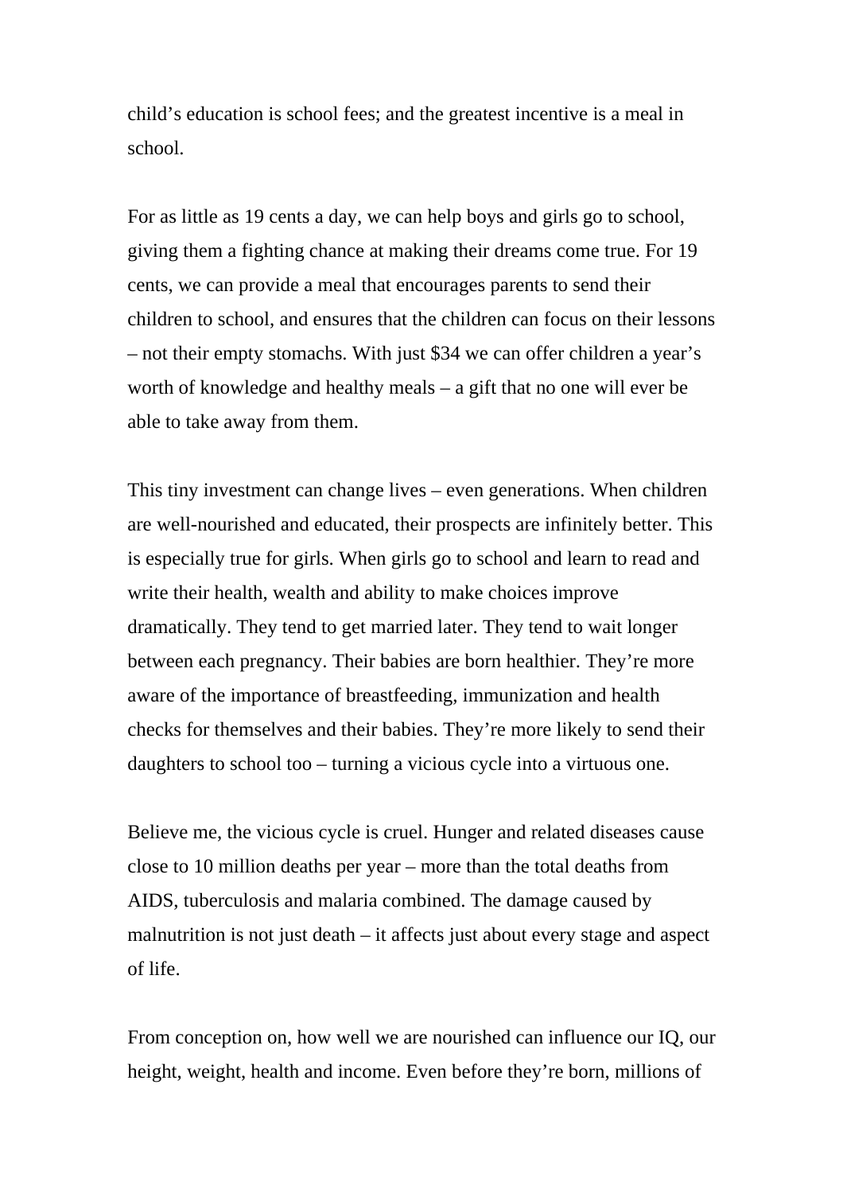child's education is school fees; and the greatest incentive is a meal in school.

For as little as 19 cents a day, we can help boys and girls go to school, giving them a fighting chance at making their dreams come true. For 19 cents, we can provide a meal that encourages parents to send their children to school, and ensures that the children can focus on their lessons – not their empty stomachs. With just $34 we can offer children a year's worth of knowledge and healthy meals – a gift that no one will ever be able to take away from them.

This tiny investment can change lives – even generations. When children are well-nourished and educated, their prospects are infinitely better. This is especially true for girls. When girls go to school and learn to read and write their health, wealth and ability to make choices improve dramatically. They tend to get married later. They tend to wait longer between each pregnancy. Their babies are born healthier. They're more aware of the importance of breastfeeding, immunization and health checks for themselves and their babies. They're more likely to send their daughters to school too – turning a vicious cycle into a virtuous one.

Believe me, the vicious cycle is cruel. Hunger and related diseases cause close to 10 million deaths per year – more than the total deaths from AIDS, tuberculosis and malaria combined. The damage caused by malnutrition is not just death – it affects just about every stage and aspect of life.

From conception on, how well we are nourished can influence our IQ, our height, weight, health and income. Even before they're born, millions of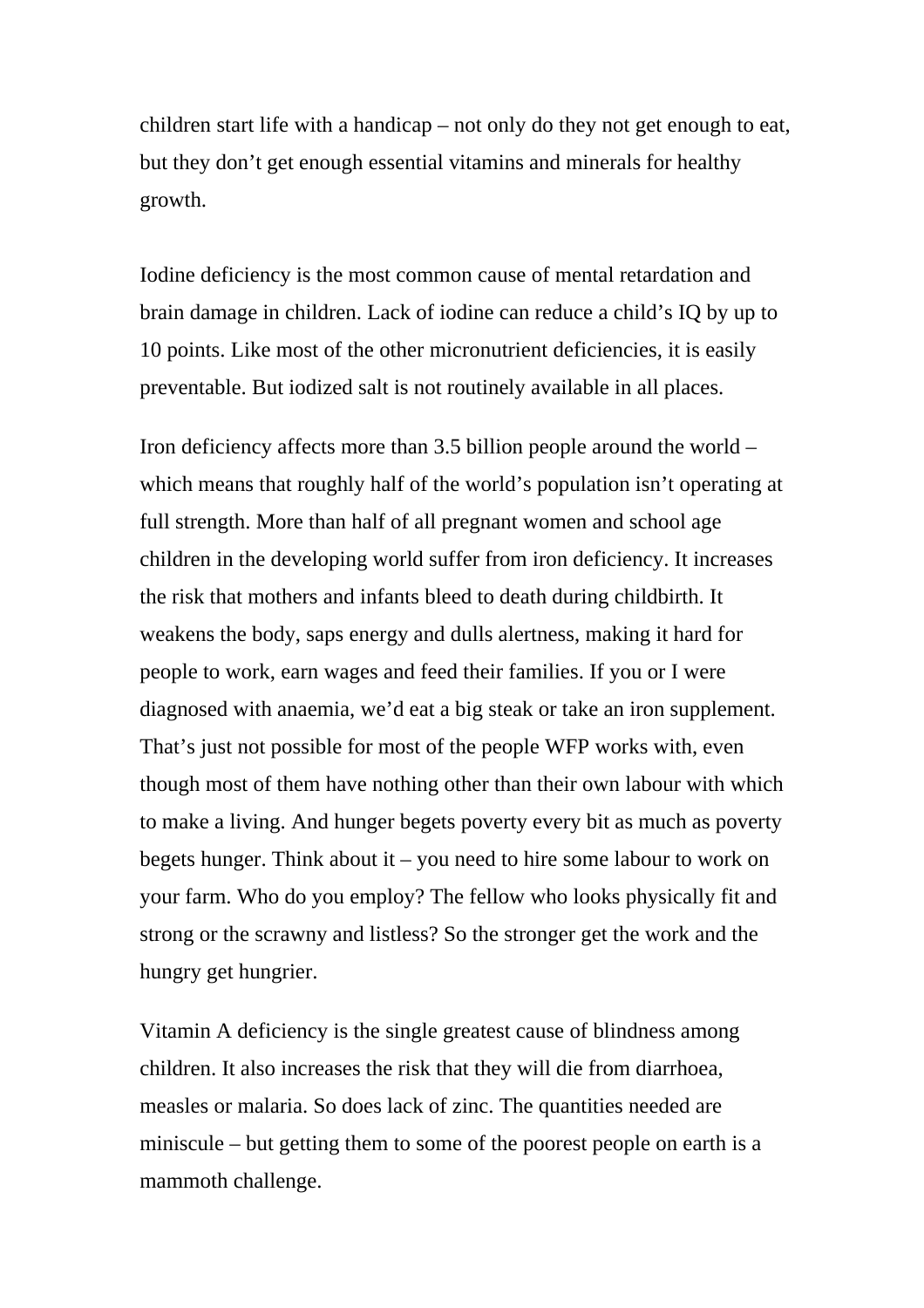children start life with a handicap – not only do they not get enough to eat, but they don't get enough essential vitamins and minerals for healthy growth.

Iodine deficiency is the most common cause of mental retardation and brain damage in children. Lack of iodine can reduce a child's IQ by up to 10 points. Like most of the other micronutrient deficiencies, it is easily preventable. But iodized salt is not routinely available in all places.

Iron deficiency affects more than 3.5 billion people around the world – which means that roughly half of the world's population isn't operating at full strength. More than half of all pregnant women and school age children in the developing world suffer from iron deficiency. It increases the risk that mothers and infants bleed to death during childbirth. It weakens the body, saps energy and dulls alertness, making it hard for people to work, earn wages and feed their families. If you or I were diagnosed with anaemia, we'd eat a big steak or take an iron supplement. That's just not possible for most of the people WFP works with, even though most of them have nothing other than their own labour with which to make a living. And hunger begets poverty every bit as much as poverty begets hunger. Think about it – you need to hire some labour to work on your farm. Who do you employ? The fellow who looks physically fit and strong or the scrawny and listless? So the stronger get the work and the hungry get hungrier.

Vitamin A deficiency is the single greatest cause of blindness among children. It also increases the risk that they will die from diarrhoea, measles or malaria. So does lack of zinc. The quantities needed are miniscule – but getting them to some of the poorest people on earth is a mammoth challenge.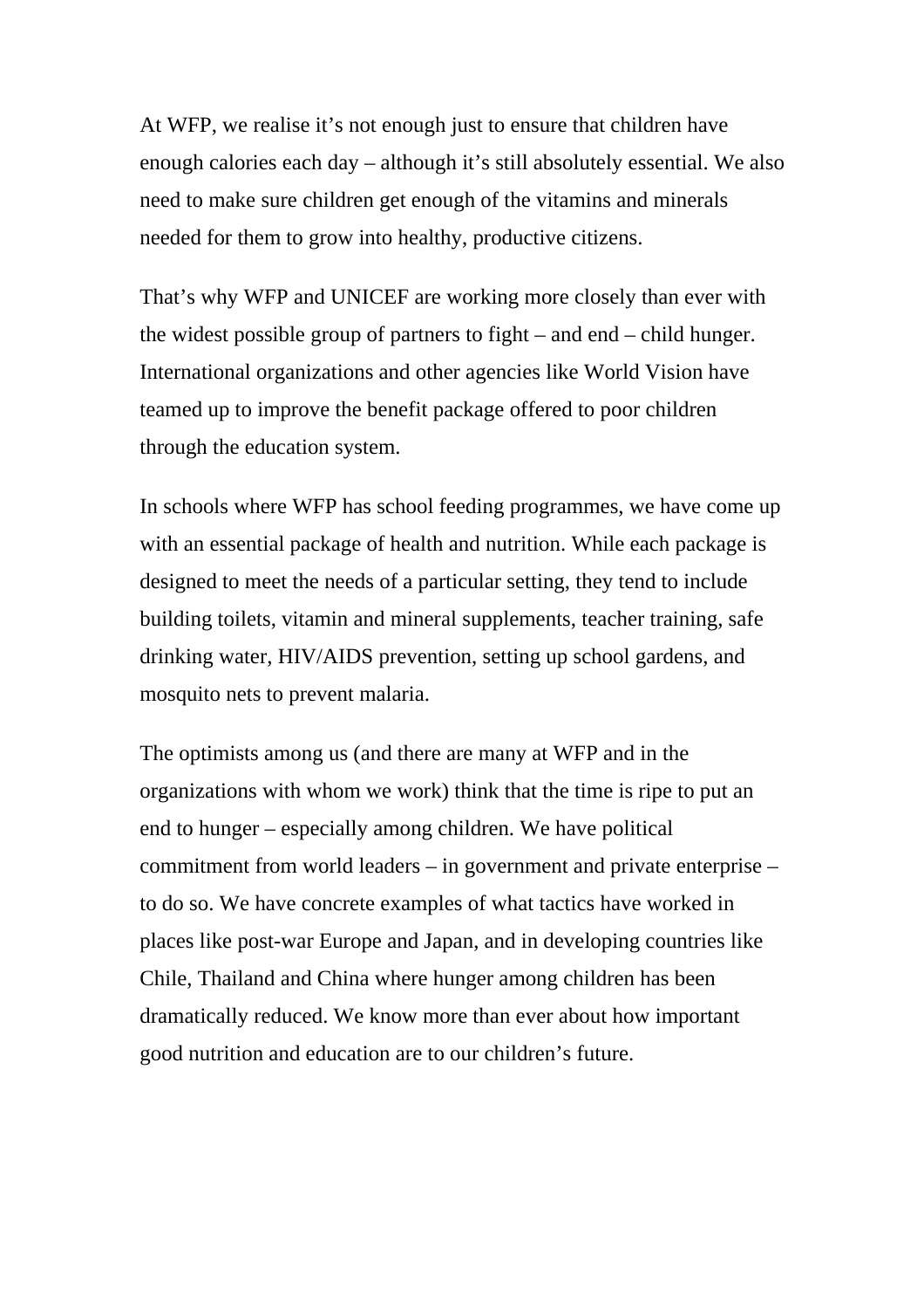At WFP, we realise it's not enough just to ensure that children have enough calories each day – although it's still absolutely essential. We also need to make sure children get enough of the vitamins and minerals needed for them to grow into healthy, productive citizens.

That's why WFP and UNICEF are working more closely than ever with the widest possible group of partners to fight – and end – child hunger. International organizations and other agencies like World Vision have teamed up to improve the benefit package offered to poor children through the education system.

In schools where WFP has school feeding programmes, we have come up with an essential package of health and nutrition. While each package is designed to meet the needs of a particular setting, they tend to include building toilets, vitamin and mineral supplements, teacher training, safe drinking water, HIV/AIDS prevention, setting up school gardens, and mosquito nets to prevent malaria.

The optimists among us (and there are many at WFP and in the organizations with whom we work) think that the time is ripe to put an end to hunger – especially among children. We have political commitment from world leaders – in government and private enterprise – to do so. We have concrete examples of what tactics have worked in places like post-war Europe and Japan, and in developing countries like Chile, Thailand and China where hunger among children has been dramatically reduced. We know more than ever about how important good nutrition and education are to our children's future.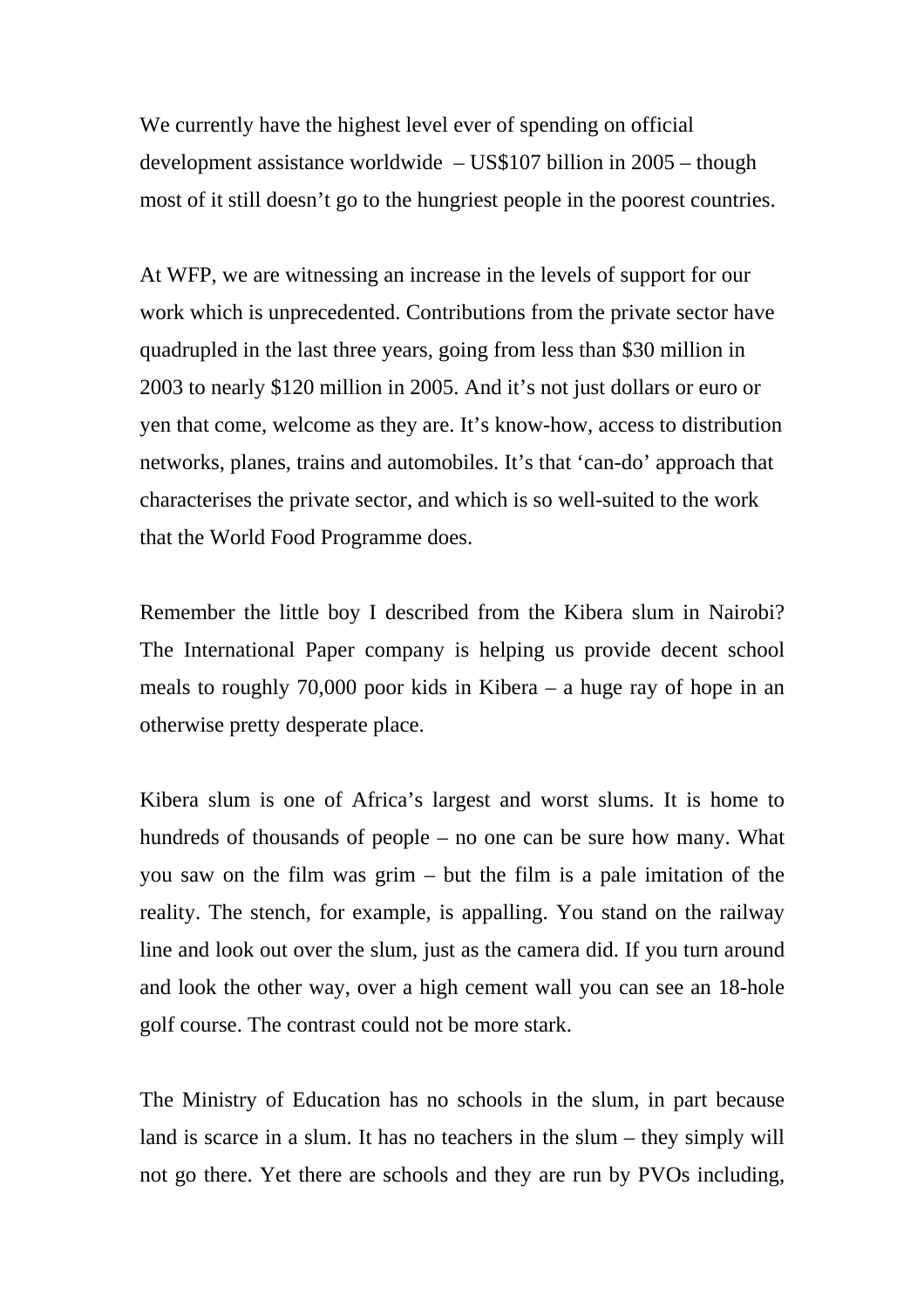We currently have the highest level ever of spending on official development assistance worldwide – US$107 billion in 2005 – though most of it still doesn't go to the hungriest people in the poorest countries.

At WFP, we are witnessing an increase in the levels of support for our work which is unprecedented. Contributions from the private sector have quadrupled in the last three years, going from less than $30 million in 2003 to nearly $120 million in 2005. And it's not just dollars or euro or yen that come, welcome as they are. It's know-how, access to distribution networks, planes, trains and automobiles. It's that 'can-do' approach that characterises the private sector, and which is so well-suited to the work that the World Food Programme does.

Remember the little boy I described from the Kibera slum in Nairobi? The International Paper company is helping us provide decent school meals to roughly 70,000 poor kids in Kibera – a huge ray of hope in an otherwise pretty desperate place.

Kibera slum is one of Africa's largest and worst slums. It is home to hundreds of thousands of people – no one can be sure how many. What you saw on the film was grim – but the film is a pale imitation of the reality. The stench, for example, is appalling. You stand on the railway line and look out over the slum, just as the camera did. If you turn around and look the other way, over a high cement wall you can see an 18-hole golf course. The contrast could not be more stark.

The Ministry of Education has no schools in the slum, in part because land is scarce in a slum. It has no teachers in the slum – they simply will not go there. Yet there are schools and they are run by PVOs including,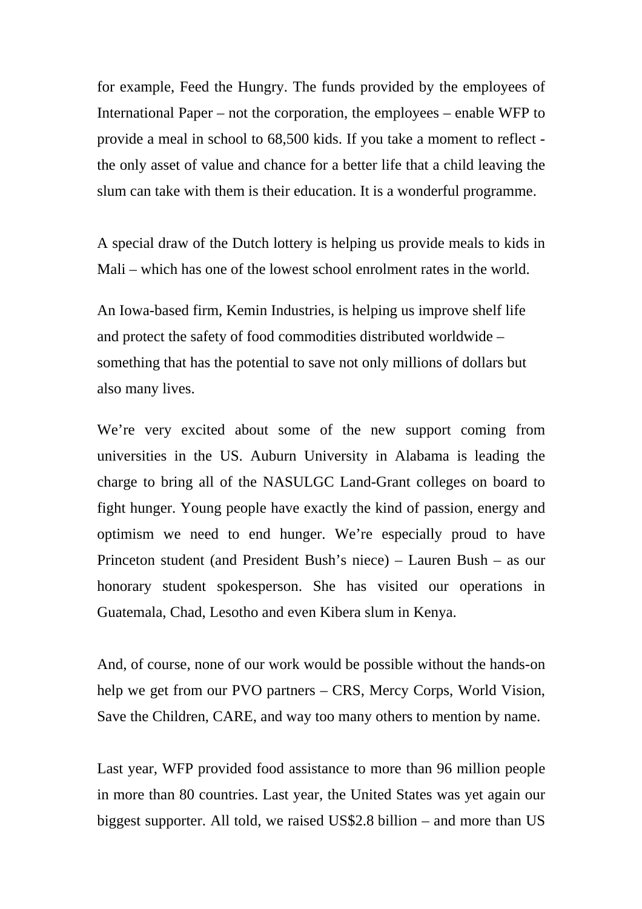for example, Feed the Hungry. The funds provided by the employees of International Paper – not the corporation, the employees – enable WFP to provide a meal in school to 68,500 kids. If you take a moment to reflect - the only asset of value and chance for a better life that a child leaving the slum can take with them is their education. It is a wonderful programme.

A special draw of the Dutch lottery is helping us provide meals to kids in Mali – which has one of the lowest school enrolment rates in the world.

An Iowa-based firm, Kemin Industries, is helping us improve shelf life and protect the safety of food commodities distributed worldwide – something that has the potential to save not only millions of dollars but also many lives.

We're very excited about some of the new support coming from universities in the US. Auburn University in Alabama is leading the charge to bring all of the NASULGC Land-Grant colleges on board to fight hunger. Young people have exactly the kind of passion, energy and optimism we need to end hunger. We're especially proud to have Princeton student (and President Bush's niece) – Lauren Bush – as our honorary student spokesperson. She has visited our operations in Guatemala, Chad, Lesotho and even Kibera slum in Kenya.

And, of course, none of our work would be possible without the hands-on help we get from our PVO partners – CRS, Mercy Corps, World Vision, Save the Children, CARE, and way too many others to mention by name.

Last year, WFP provided food assistance to more than 96 million people in more than 80 countries. Last year, the United States was yet again our biggest supporter. All told, we raised US$2.8 billion – and more than US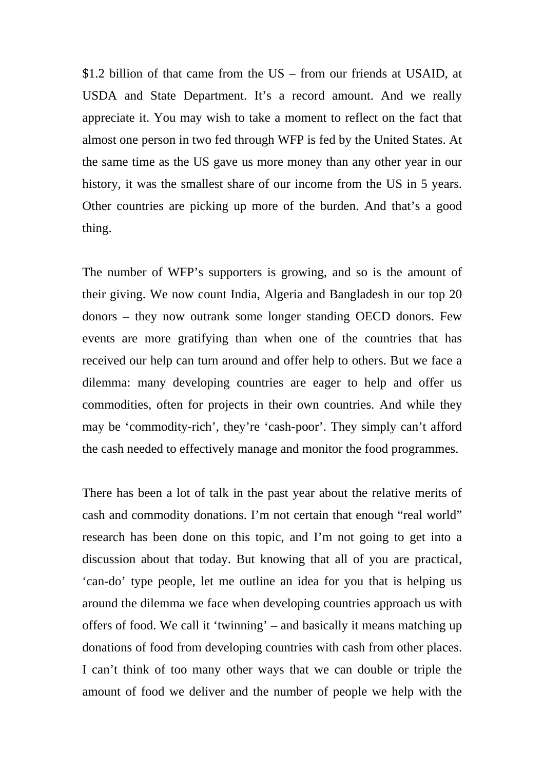$1.2 billion of that came from the US – from our friends at USAID, at USDA and State Department. It's a record amount. And we really appreciate it. You may wish to take a moment to reflect on the fact that almost one person in two fed through WFP is fed by the United States. At the same time as the US gave us more money than any other year in our history, it was the smallest share of our income from the US in 5 years. Other countries are picking up more of the burden. And that's a good thing.

The number of WFP's supporters is growing, and so is the amount of their giving. We now count India, Algeria and Bangladesh in our top 20 donors – they now outrank some longer standing OECD donors. Few events are more gratifying than when one of the countries that has received our help can turn around and offer help to others. But we face a dilemma: many developing countries are eager to help and offer us commodities, often for projects in their own countries. And while they may be 'commodity-rich', they're 'cash-poor'. They simply can't afford the cash needed to effectively manage and monitor the food programmes.

There has been a lot of talk in the past year about the relative merits of cash and commodity donations. I'm not certain that enough "real world" research has been done on this topic, and I'm not going to get into a discussion about that today. But knowing that all of you are practical, 'can-do' type people, let me outline an idea for you that is helping us around the dilemma we face when developing countries approach us with offers of food. We call it 'twinning' – and basically it means matching up donations of food from developing countries with cash from other places. I can't think of too many other ways that we can double or triple the amount of food we deliver and the number of people we help with the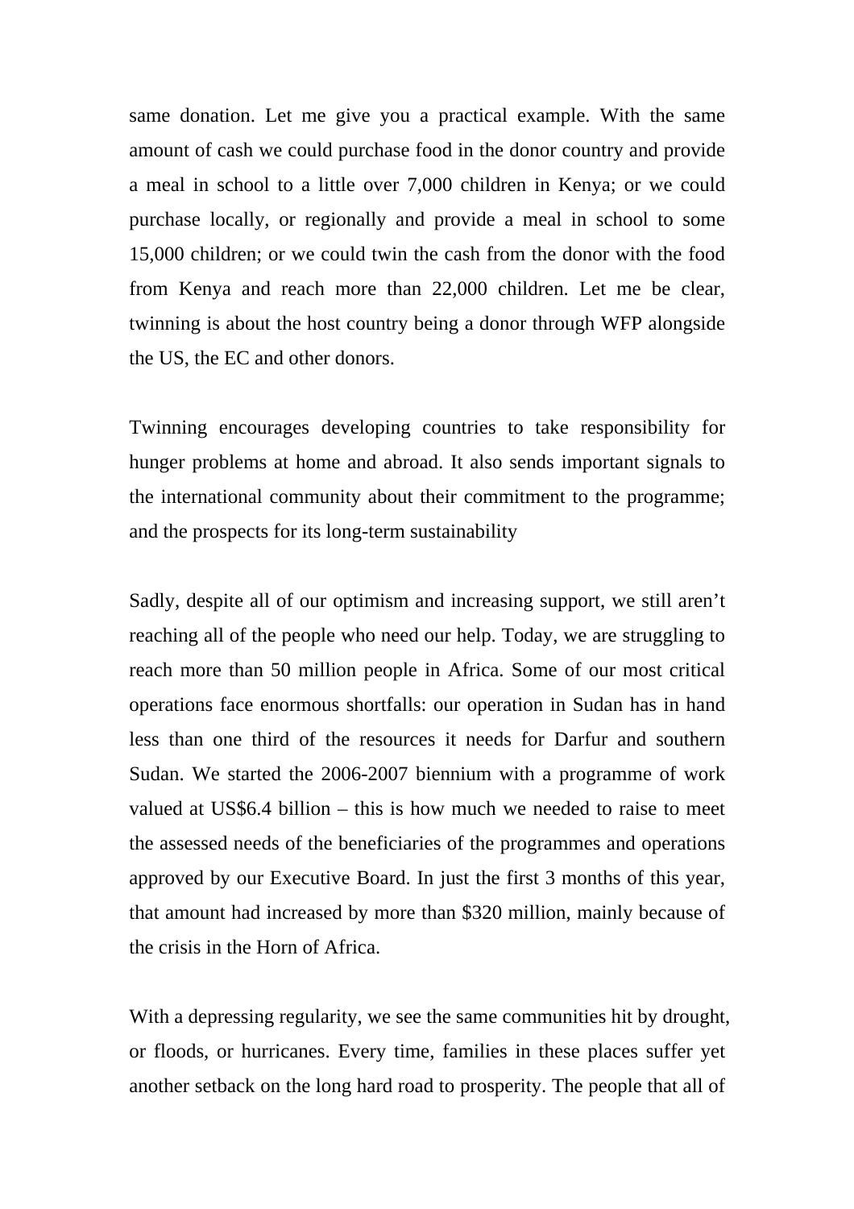same donation. Let me give you a practical example. With the same amount of cash we could purchase food in the donor country and provide a meal in school to a little over 7,000 children in Kenya; or we could purchase locally, or regionally and provide a meal in school to some 15,000 children; or we could twin the cash from the donor with the food from Kenya and reach more than 22,000 children. Let me be clear, twinning is about the host country being a donor through WFP alongside the US, the EC and other donors.

Twinning encourages developing countries to take responsibility for hunger problems at home and abroad. It also sends important signals to the international community about their commitment to the programme; and the prospects for its long-term sustainability

Sadly, despite all of our optimism and increasing support, we still aren't reaching all of the people who need our help. Today, we are struggling to reach more than 50 million people in Africa. Some of our most critical operations face enormous shortfalls: our operation in Sudan has in hand less than one third of the resources it needs for Darfur and southern Sudan. We started the 2006-2007 biennium with a programme of work valued at US$6.4 billion – this is how much we needed to raise to meet the assessed needs of the beneficiaries of the programmes and operations approved by our Executive Board. In just the first 3 months of this year, that amount had increased by more than $320 million, mainly because of the crisis in the Horn of Africa.

With a depressing regularity, we see the same communities hit by drought, or floods, or hurricanes. Every time, families in these places suffer yet another setback on the long hard road to prosperity. The people that all of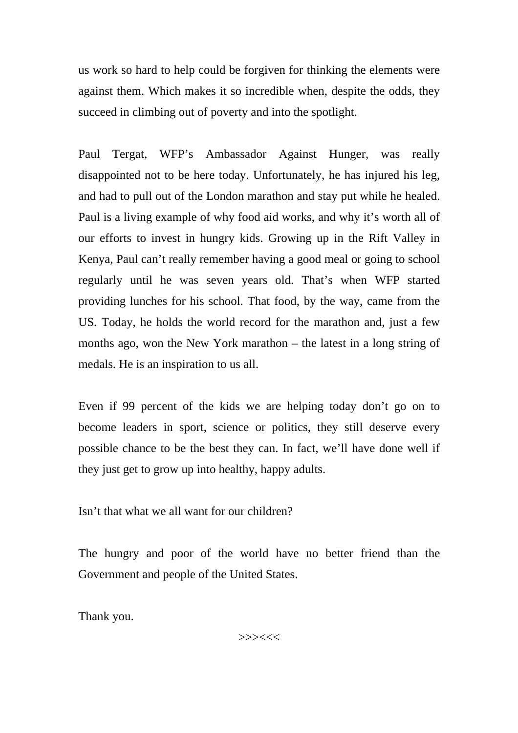us work so hard to help could be forgiven for thinking the elements were against them. Which makes it so incredible when, despite the odds, they succeed in climbing out of poverty and into the spotlight.

Paul Tergat, WFP's Ambassador Against Hunger, was really disappointed not to be here today. Unfortunately, he has injured his leg, and had to pull out of the London marathon and stay put while he healed. Paul is a living example of why food aid works, and why it's worth all of our efforts to invest in hungry kids. Growing up in the Rift Valley in Kenya, Paul can't really remember having a good meal or going to school regularly until he was seven years old. That's when WFP started providing lunches for his school. That food, by the way, came from the US. Today, he holds the world record for the marathon and, just a few months ago, won the New York marathon – the latest in a long string of medals. He is an inspiration to us all.

Even if 99 percent of the kids we are helping today don't go on to become leaders in sport, science or politics, they still deserve every possible chance to be the best they can. In fact, we'll have done well if they just get to grow up into healthy, happy adults.

Isn't that what we all want for our children?

The hungry and poor of the world have no better friend than the Government and people of the United States.

Thank you.

>>><<<